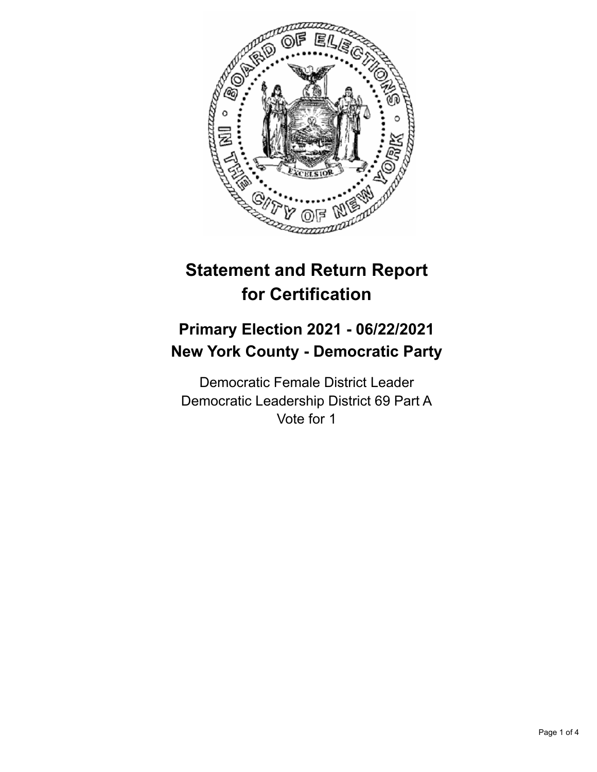# Statement and Return Report for Certification

## Primary Election 2021 - 06/22/2021
## New York County - Democratic Party

Democratic Female District Leader
Democratic Leadership District 69 Part A
Vote for 1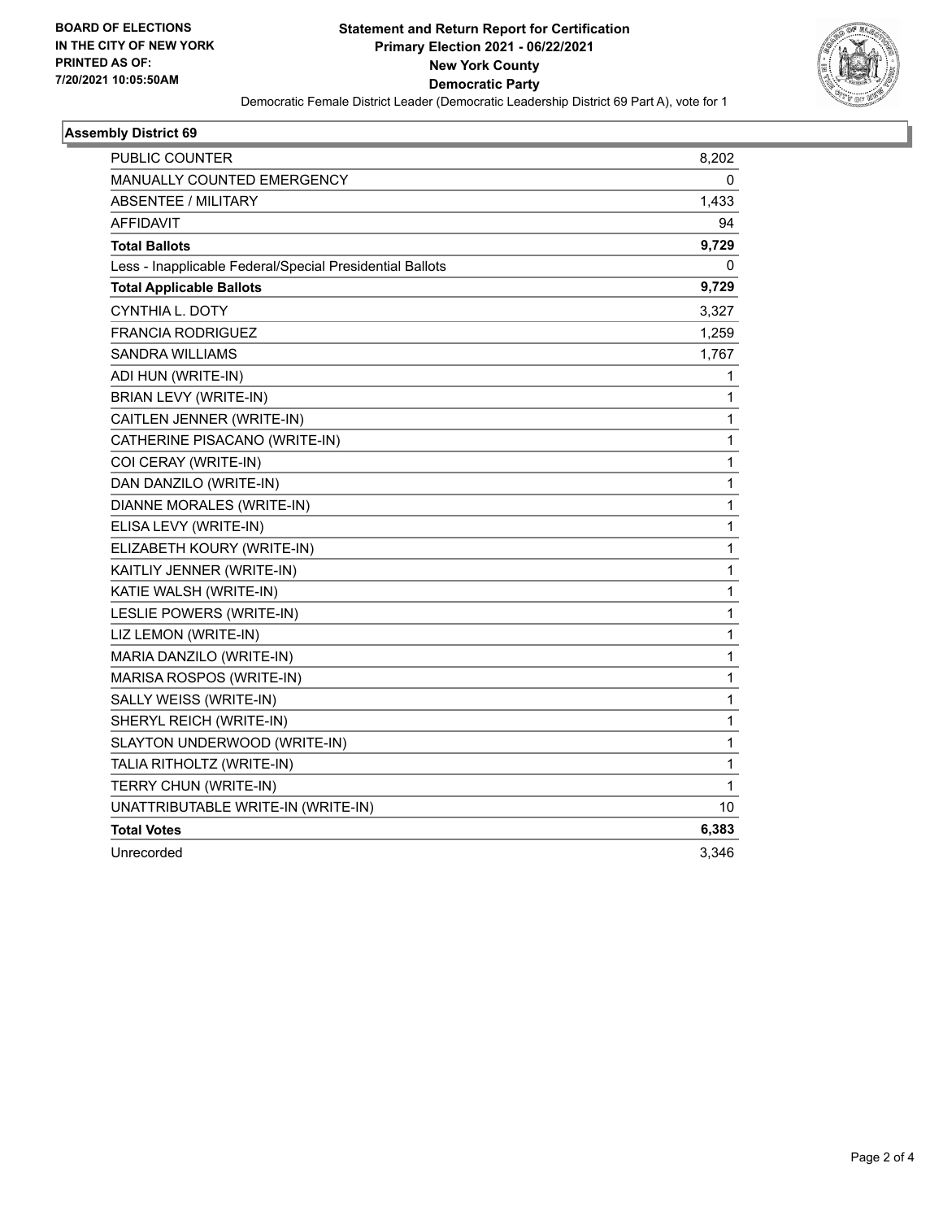BOARD OF ELECTIONS
IN THE CITY OF NEW YORK
PRINTED AS OF:
7/20/2021 10:05:50AM

# Statement and Return Report for Certification
## Primary Election 2021 - 06/22/2021
## New York County
## Democratic Party

Democratic Female District Leader (Democratic Leadership District 69 Part A), vote for 1

### Assembly District 69

| | |
|---|---|
| PUBLIC COUNTER | 8,202 |
| MANUALLY COUNTED EMERGENCY | 0 |
| ABSENTEE / MILITARY | 1,433 |
| AFFIDAVIT | 94 |
| **Total Ballots** | **9,729** |
| Less - Inapplicable Federal/Special Presidential Ballots | 0 |
| **Total Applicable Ballots** | **9,729** |
| CYNTHIA L. DOTY | 3,327 |
| FRANCIA RODRIGUEZ | 1,259 |
| SANDRA WILLIAMS | 1,767 |
| ADI HUN (WRITE-IN) | 1 |
| BRIAN LEVY (WRITE-IN) | 1 |
| CAITLEN JENNER (WRITE-IN) | 1 |
| CATHERINE PISACANO (WRITE-IN) | 1 |
| COI CERAY (WRITE-IN) | 1 |
| DAN DANZILO (WRITE-IN) | 1 |
| DIANNE MORALES (WRITE-IN) | 1 |
| ELISA LEVY (WRITE-IN) | 1 |
| ELIZABETH KOURY (WRITE-IN) | 1 |
| KAITLIY JENNER (WRITE-IN) | 1 |
| KATIE WALSH (WRITE-IN) | 1 |
| LESLIE POWERS (WRITE-IN) | 1 |
| LIZ LEMON (WRITE-IN) | 1 |
| MARIA DANZILO (WRITE-IN) | 1 |
| MARISA ROSPOS (WRITE-IN) | 1 |
| SALLY WEISS (WRITE-IN) | 1 |
| SHERYL REICH (WRITE-IN) | 1 |
| SLAYTON UNDERWOOD (WRITE-IN) | 1 |
| TALIA RITHOLTZ (WRITE-IN) | 1 |
| TERRY CHUN (WRITE-IN) | 1 |
| UNATTRIBUTABLE WRITE-IN (WRITE-IN) | 10 |
| **Total Votes** | **6,383** |
| Unrecorded | 3,346 |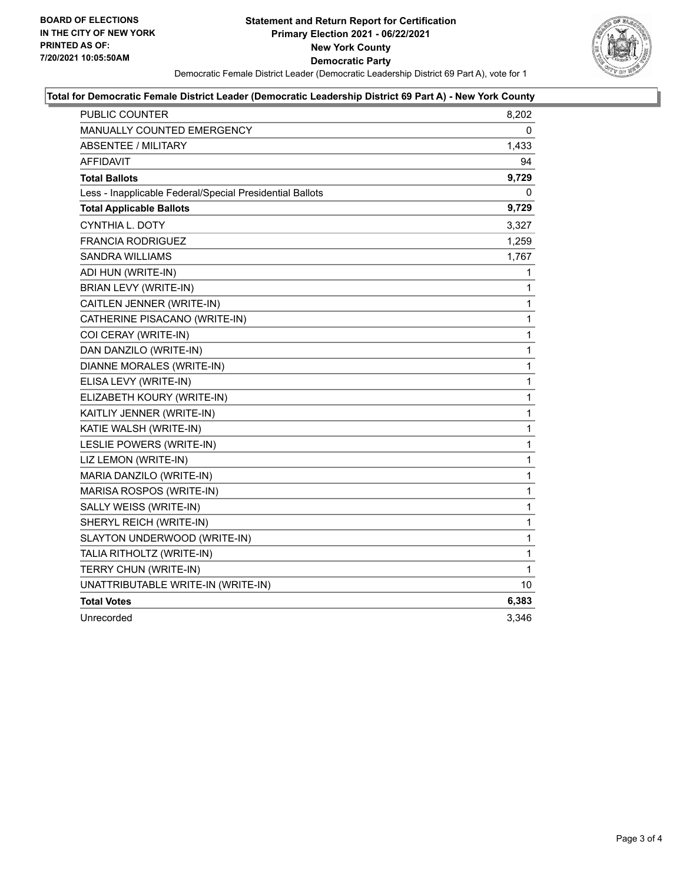BOARD OF ELECTIONS
IN THE CITY OF NEW YORK
PRINTED AS OF:
7/20/2021 10:05:50AM

**Statement and Return Report for Certification**
**Primary Election 2021 - 06/22/2021**
**New York County**
**Democratic Party**

Democratic Female District Leader (Democratic Leadership District 69 Part A), vote for 1

## Total for Democratic Female District Leader (Democratic Leadership District 69 Part A) - New York County

| | |
|---|---|
| PUBLIC COUNTER | 8,202 |
| MANUALLY COUNTED EMERGENCY | 0 |
| ABSENTEE / MILITARY | 1,433 |
| AFFIDAVIT | 94 |
| **Total Ballots** | **9,729** |
| Less - Inapplicable Federal/Special Presidential Ballots | 0 |
| **Total Applicable Ballots** | **9,729** |
| CYNTHIA L. DOTY | 3,327 |
| FRANCIA RODRIGUEZ | 1,259 |
| SANDRA WILLIAMS | 1,767 |
| ADI HUN (WRITE-IN) | 1 |
| BRIAN LEVY (WRITE-IN) | 1 |
| CAITLEN JENNER (WRITE-IN) | 1 |
| CATHERINE PISACANO (WRITE-IN) | 1 |
| COI CERAY (WRITE-IN) | 1 |
| DAN DANZILO (WRITE-IN) | 1 |
| DIANNE MORALES (WRITE-IN) | 1 |
| ELISA LEVY (WRITE-IN) | 1 |
| ELIZABETH KOURY (WRITE-IN) | 1 |
| KAITLIY JENNER (WRITE-IN) | 1 |
| KATIE WALSH (WRITE-IN) | 1 |
| LESLIE POWERS (WRITE-IN) | 1 |
| LIZ LEMON (WRITE-IN) | 1 |
| MARIA DANZILO (WRITE-IN) | 1 |
| MARISA ROSPOS (WRITE-IN) | 1 |
| SALLY WEISS (WRITE-IN) | 1 |
| SHERYL REICH (WRITE-IN) | 1 |
| SLAYTON UNDERWOOD (WRITE-IN) | 1 |
| TALIA RITHOLTZ (WRITE-IN) | 1 |
| TERRY CHUN (WRITE-IN) | 1 |
| UNATTRIBUTABLE WRITE-IN (WRITE-IN) | 10 |
| **Total Votes** | **6,383** |
| Unrecorded | 3,346 |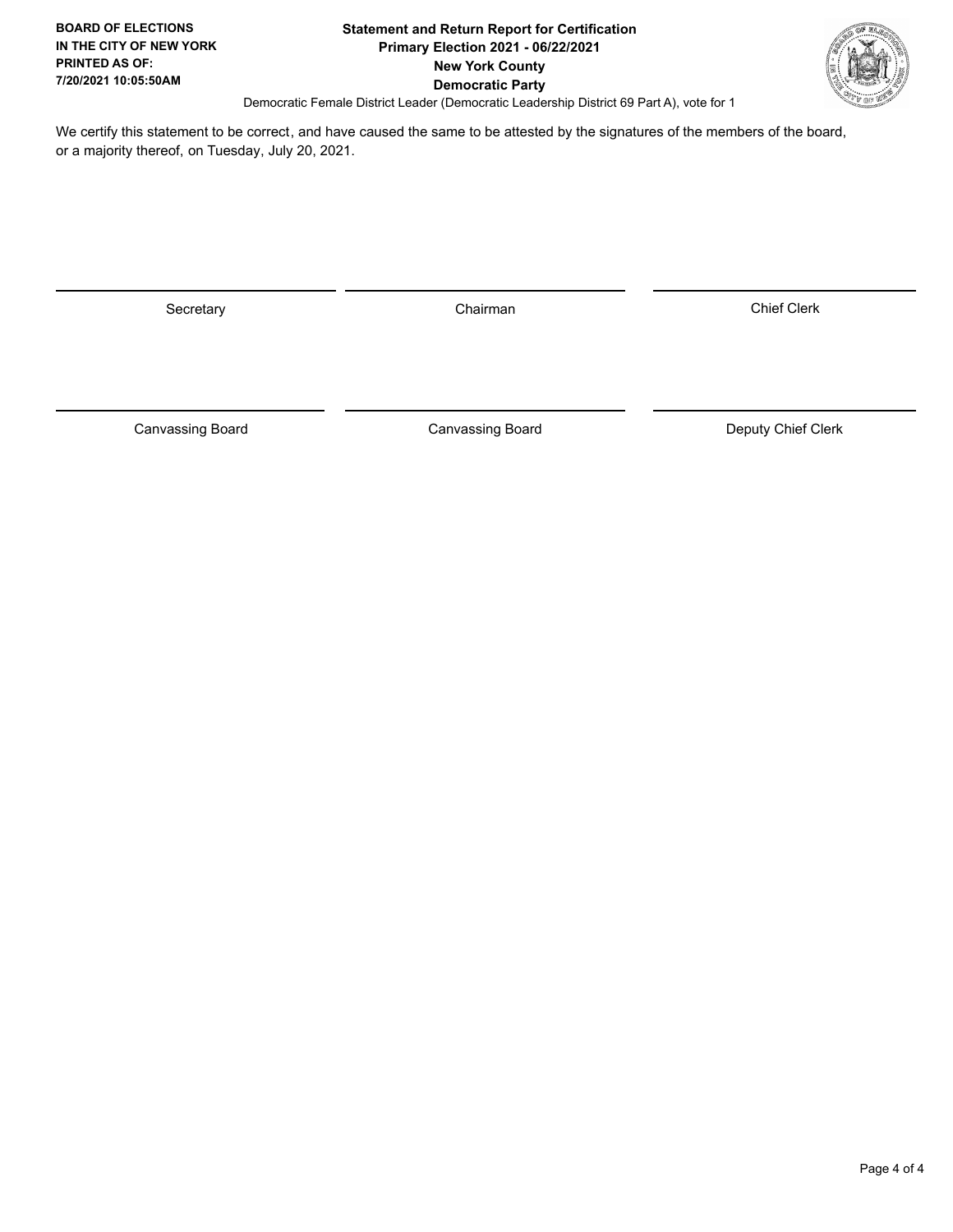We certify this statement to be correct, and have caused the same to be attested by the signatures of the members of the board, or a majority thereof, on Tuesday, July 20, 2021.

| | | |
|---|---|---|
| Secretary | Chairman | Chief Clerk |
| Canvassing Board | Canvassing Board | Deputy Chief Clerk |